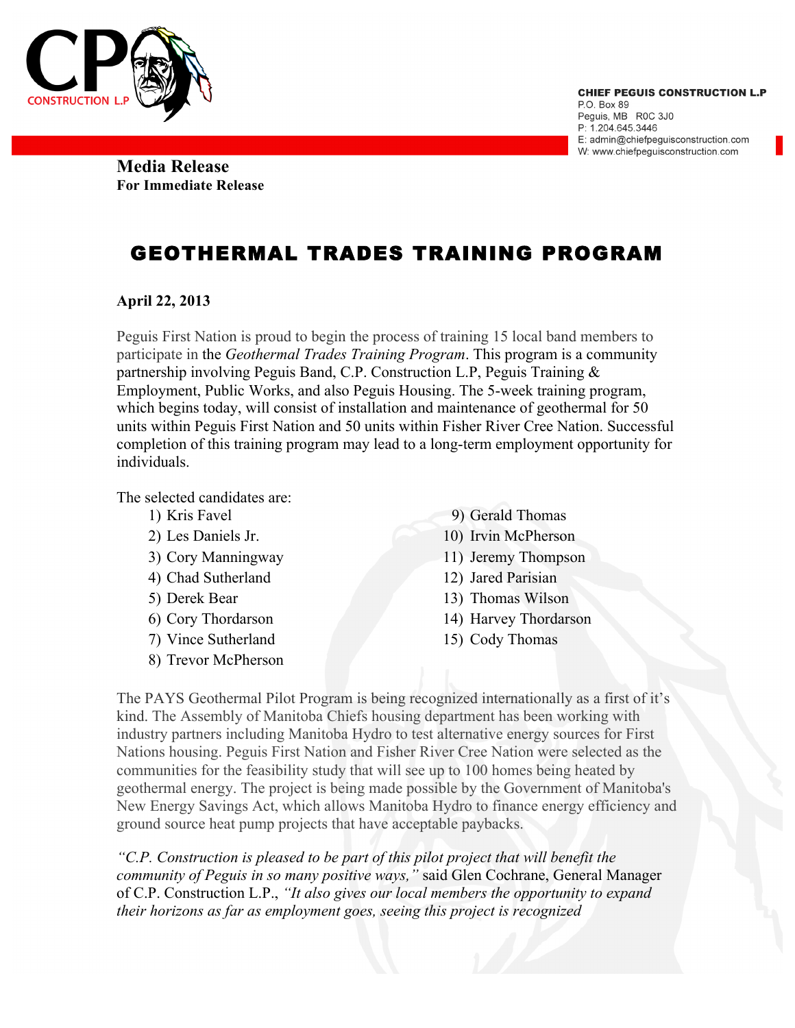**CHIEF PEGUIS CONSTRUCTION L.P**
P.O. Box 89
Peguis, MB R0C 3J0
P: 1.204.645.3446
E: admin@chiefpeguisconstruction.com
W: www.chiefpeguisconstruction.com

**Media Release**
**For Immediate Release**

# GEOTHERMAL TRADES TRAINING PROGRAM

**April 22, 2013**

Peguis First Nation is proud to begin the process of training 15 local band members to participate in the *Geothermal Trades Training Program*. This program is a community partnership involving Peguis Band, C.P. Construction L.P, Peguis Training & Employment, Public Works, and also Peguis Housing. The 5-week training program, which begins today, will consist of installation and maintenance of geothermal for 50 units within Peguis First Nation and 50 units within Fisher River Cree Nation. Successful completion of this training program may lead to a long-term employment opportunity for individuals.

The selected candidates are:

1) Kris Favel
2) Les Daniels Jr.
3) Cory Manningway
4) Chad Sutherland
5) Derek Bear
6) Cory Thordarson
7) Vince Sutherland
8) Trevor McPherson
9) Gerald Thomas
10) Irvin McPherson
11) Jeremy Thompson
12) Jared Parisian
13) Thomas Wilson
14) Harvey Thordarson
15) Cody Thomas

The PAYS Geothermal Pilot Program is being recognized internationally as a first of it's kind. The Assembly of Manitoba Chiefs housing department has been working with industry partners including Manitoba Hydro to test alternative energy sources for First Nations housing. Peguis First Nation and Fisher River Cree Nation were selected as the communities for the feasibility study that will see up to 100 homes being heated by geothermal energy. The project is being made possible by the Government of Manitoba's New Energy Savings Act, which allows Manitoba Hydro to finance energy efficiency and ground source heat pump projects that have acceptable paybacks.

*"C.P. Construction is pleased to be part of this pilot project that will benefit the community of Peguis in so many positive ways,"* said Glen Cochrane, General Manager of C.P. Construction L.P., *"It also gives our local members the opportunity to expand their horizons as far as employment goes, seeing this project is recognized*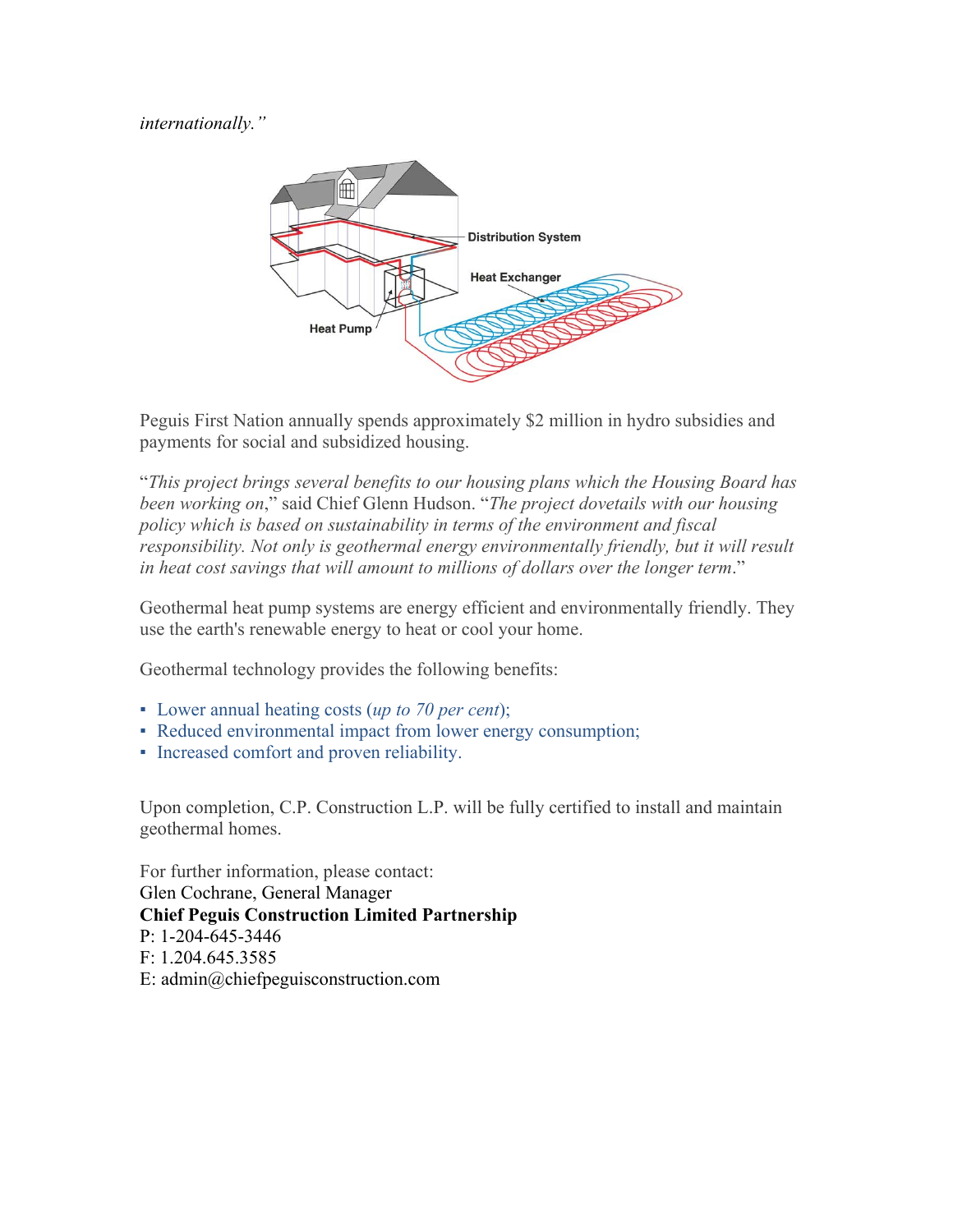*internationally."*

Heat Pump

Distribution System

Heat Exchanger

Peguis First Nation annually spends approximately $2 million in hydro subsidies and payments for social and subsidized housing.

"*This project brings several benefits to our housing plans which the Housing Board has been working on*," said Chief Glenn Hudson. "*The project dovetails with our housing policy which is based on sustainability in terms of the environment and fiscal responsibility. Not only is geothermal energy environmentally friendly, but it will result in heat cost savings that will amount to millions of dollars over the longer term*."

Geothermal heat pump systems are energy efficient and environmentally friendly. They use the earth's renewable energy to heat or cool your home.

Geothermal technology provides the following benefits:

- Lower annual heating costs (*up to 70 per cent*);
- Reduced environmental impact from lower energy consumption;
- Increased comfort and proven reliability.

Upon completion, C.P. Construction L.P. will be fully certified to install and maintain geothermal homes.

For further information, please contact:
Glen Cochrane, General Manager
**Chief Peguis Construction Limited Partnership**
P: 1-204-645-3446
F: 1.204.645.3585
E: admin@chiefpeguisconstruction.com